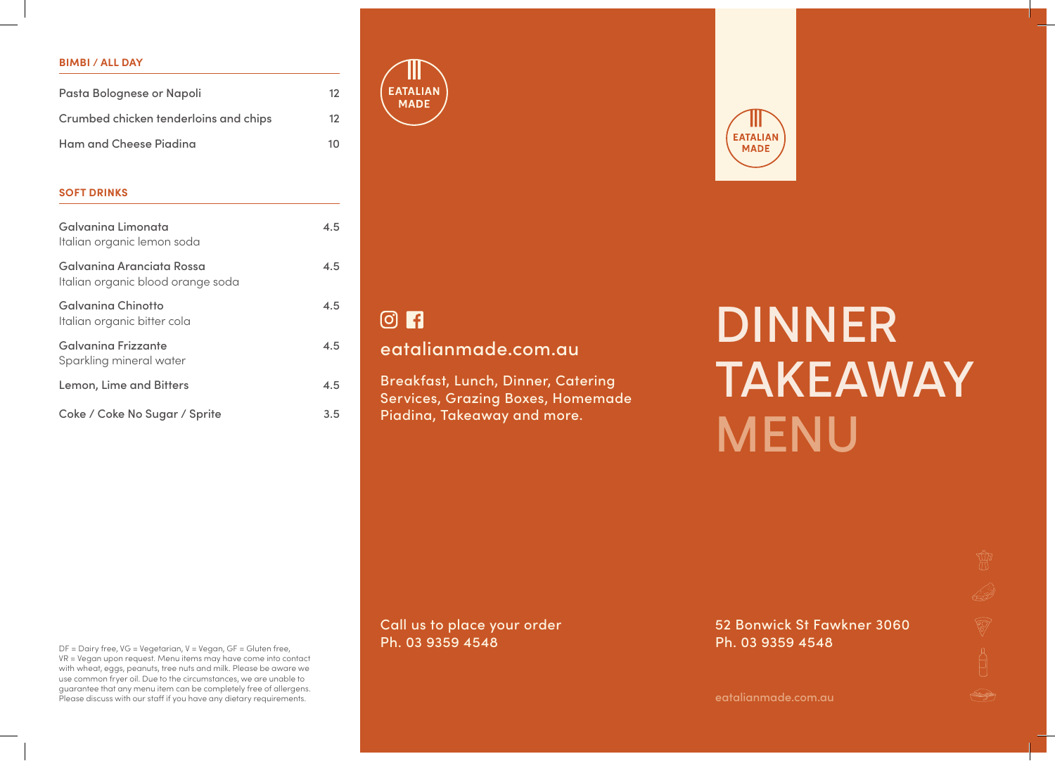## BIMBI / ALL DAY

| Item | Price |
| --- | --- |
| Pasta Bolognese or Napoli | 12 |
| Crumbed chicken tenderloins and chips | 12 |
| Ham and Cheese Piadina | 10 |

## SOFT DRINKS

| Item | Price |
| --- | --- |
| Galvanina Limonata<br>Italian organic lemon soda | 4.5 |
| Galvanina Aranciata Rossa<br>Italian organic blood orange soda | 4.5 |
| Galvanina Chinotto<br>Italian organic bitter cola | 4.5 |
| Galvanina Frizzante<br>Sparkling mineral water | 4.5 |
| Lemon, Lime and Bitters | 4.5 |
| Coke / Coke No Sugar / Sprite | 3.5 |

DF = Dairy free, VG = Vegetarian, V = Vegan, GF = Gluten free, VR = Vegan upon request. Menu items may have come into contact with wheat, eggs, peanuts, tree nuts and milk. Please be aware we use common fryer oil. Due to the circumstances, we are unable to guarantee that any menu item can be completely free of allergens. Please discuss with our staff if you have any dietary requirements.

EATALIAN MADE

eatalianmade.com.au

Breakfast, Lunch, Dinner, Catering Services, Grazing Boxes, Homemade Piadina, Takeaway and more.

Call us to place your order
Ph. 03 9359 4548

EATALIAN MADE

# DINNER TAKEAWAY MENU

52 Bonwick St Fawkner 3060
Ph. 03 9359 4548

eatalianmade.com.au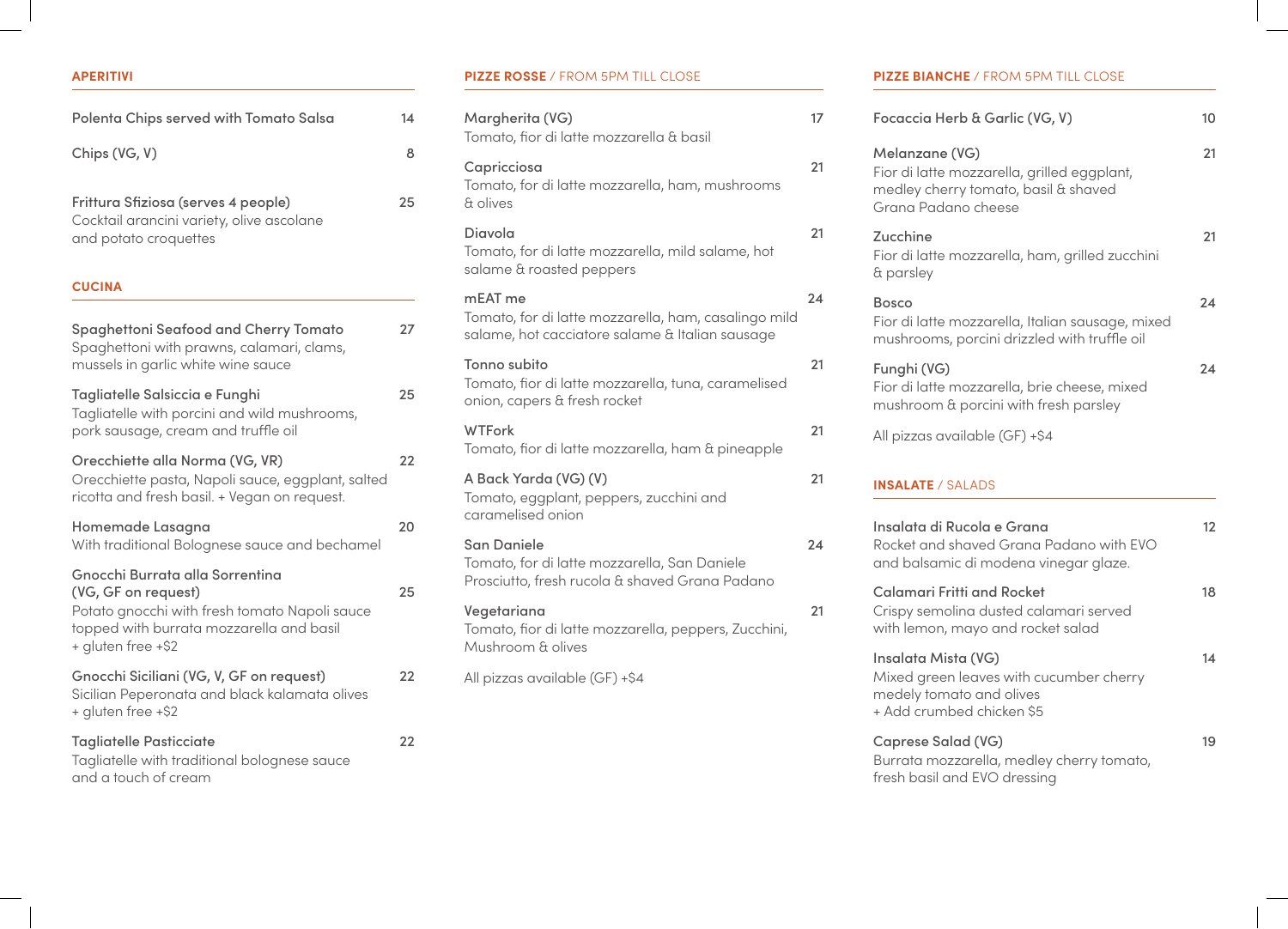## APERITIVI

**Polenta Chips served with Tomato Salsa** — 14

**Chips (VG, V)** — 8

**Frittura Sfiziosa (serves 4 people)** — 25
Cocktail arancini variety, olive ascolane and potato croquettes

## CUCINA

**Spaghettoni Seafood and Cherry Tomato** — 27
Spaghettoni with prawns, calamari, clams, mussels in garlic white wine sauce

**Tagliatelle Salsiccia e Funghi** — 25
Tagliatelle with porcini and wild mushrooms, pork sausage, cream and truffle oil

**Orecchiette alla Norma (VG, VR)** — 22
Orecchiette pasta, Napoli sauce, eggplant, salted ricotta and fresh basil. + Vegan on request.

**Homemade Lasagna** — 20
With traditional Bolognese sauce and bechamel

**Gnocchi Burrata alla Sorrentina (VG, GF on request)** — 25
Potato gnocchi with fresh tomato Napoli sauce topped with burrata mozzarella and basil
+ gluten free +$2

**Gnocchi Siciliani (VG, V, GF on request)** — 22
Sicilian Peperonata and black kalamata olives
+ gluten free +$2

**Tagliatelle Pasticciate** — 22
Tagliatelle with traditional bolognese sauce and a touch of cream

## PIZZE ROSSE / FROM 5PM TILL CLOSE

**Margherita (VG)** — 17
Tomato, fior di latte mozzarella & basil

**Capricciosa** — 21
Tomato, for di latte mozzarella, ham, mushrooms & olives

**Diavola** — 21
Tomato, for di latte mozzarella, mild salame, hot salame & roasted peppers

**mEAT me** — 24
Tomato, for di latte mozzarella, ham, casalingo mild salame, hot cacciatore salame & Italian sausage

**Tonno subito** — 21
Tomato, fior di latte mozzarella, tuna, caramelised onion, capers & fresh rocket

**WTFork** — 21
Tomato, fior di latte mozzarella, ham & pineapple

**A Back Yarda (VG) (V)** — 21
Tomato, eggplant, peppers, zucchini and caramelised onion

**San Daniele** — 24
Tomato, for di latte mozzarella, San Daniele Prosciutto, fresh rucola & shaved Grana Padano

**Vegetariana** — 21
Tomato, fior di latte mozzarella, peppers, Zucchini, Mushroom & olives

All pizzas available (GF) +$4

## PIZZE BIANCHE / FROM 5PM TILL CLOSE

**Focaccia Herb & Garlic (VG, V)** — 10

**Melanzane (VG)** — 21
Fior di latte mozzarella, grilled eggplant, medley cherry tomato, basil & shaved Grana Padano cheese

**Zucchine** — 21
Fior di latte mozzarella, ham, grilled zucchini & parsley

**Bosco** — 24
Fior di latte mozzarella, Italian sausage, mixed mushrooms, porcini drizzled with truffle oil

**Funghi (VG)** — 24
Fior di latte mozzarella, brie cheese, mixed mushroom & porcini with fresh parsley

All pizzas available (GF) +$4

## INSALATE / SALADS

**Insalata di Rucola e Grana** — 12
Rocket and shaved Grana Padano with EVO and balsamic di modena vinegar glaze.

**Calamari Fritti and Rocket** — 18
Crispy semolina dusted calamari served with lemon, mayo and rocket salad

**Insalata Mista (VG)** — 14
Mixed green leaves with cucumber cherry medely tomato and olives
+ Add crumbed chicken $5

**Caprese Salad (VG)** — 19
Burrata mozzarella, medley cherry tomato, fresh basil and EVO dressing